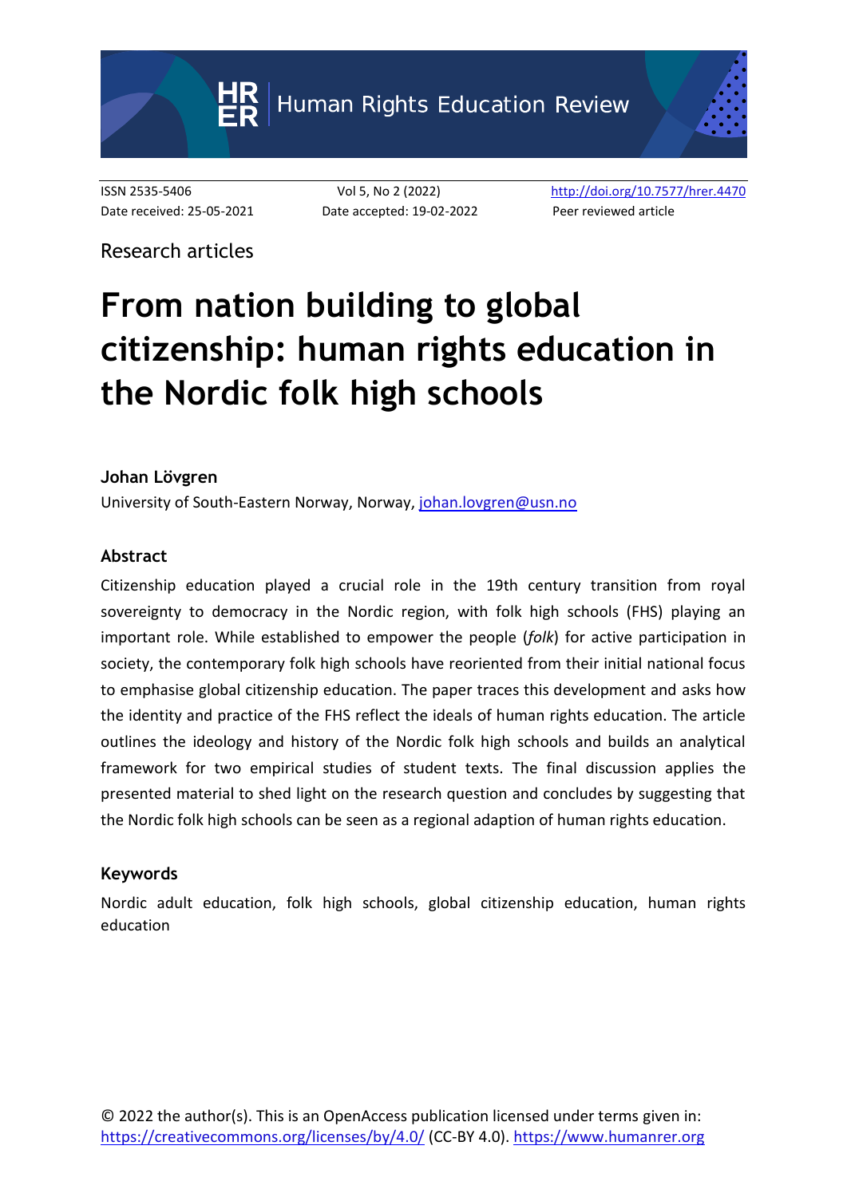Human Rights Education Review

ISSN 2535-5406 Vol 5, No 2 (2022) http://doi.org/10.7577/hrer.4470
Date received: 25-05-2021 Date accepted: 19-02-2022 Peer reviewed article

Research articles

# From nation building to global citizenship: human rights education in the Nordic folk high schools

**Johan Lövgren**

University of South-Eastern Norway, Norway, johan.lovgren@usn.no

## Abstract

Citizenship education played a crucial role in the 19th century transition from royal sovereignty to democracy in the Nordic region, with folk high schools (FHS) playing an important role. While established to empower the people (*folk*) for active participation in society, the contemporary folk high schools have reoriented from their initial national focus to emphasise global citizenship education. The paper traces this development and asks how the identity and practice of the FHS reflect the ideals of human rights education. The article outlines the ideology and history of the Nordic folk high schools and builds an analytical framework for two empirical studies of student texts. The final discussion applies the presented material to shed light on the research question and concludes by suggesting that the Nordic folk high schools can be seen as a regional adaption of human rights education.

## Keywords

Nordic adult education, folk high schools, global citizenship education, human rights education

© 2022 the author(s). This is an OpenAccess publication licensed under terms given in: https://creativecommons.org/licenses/by/4.0/ (CC-BY 4.0). https://www.humanrer.org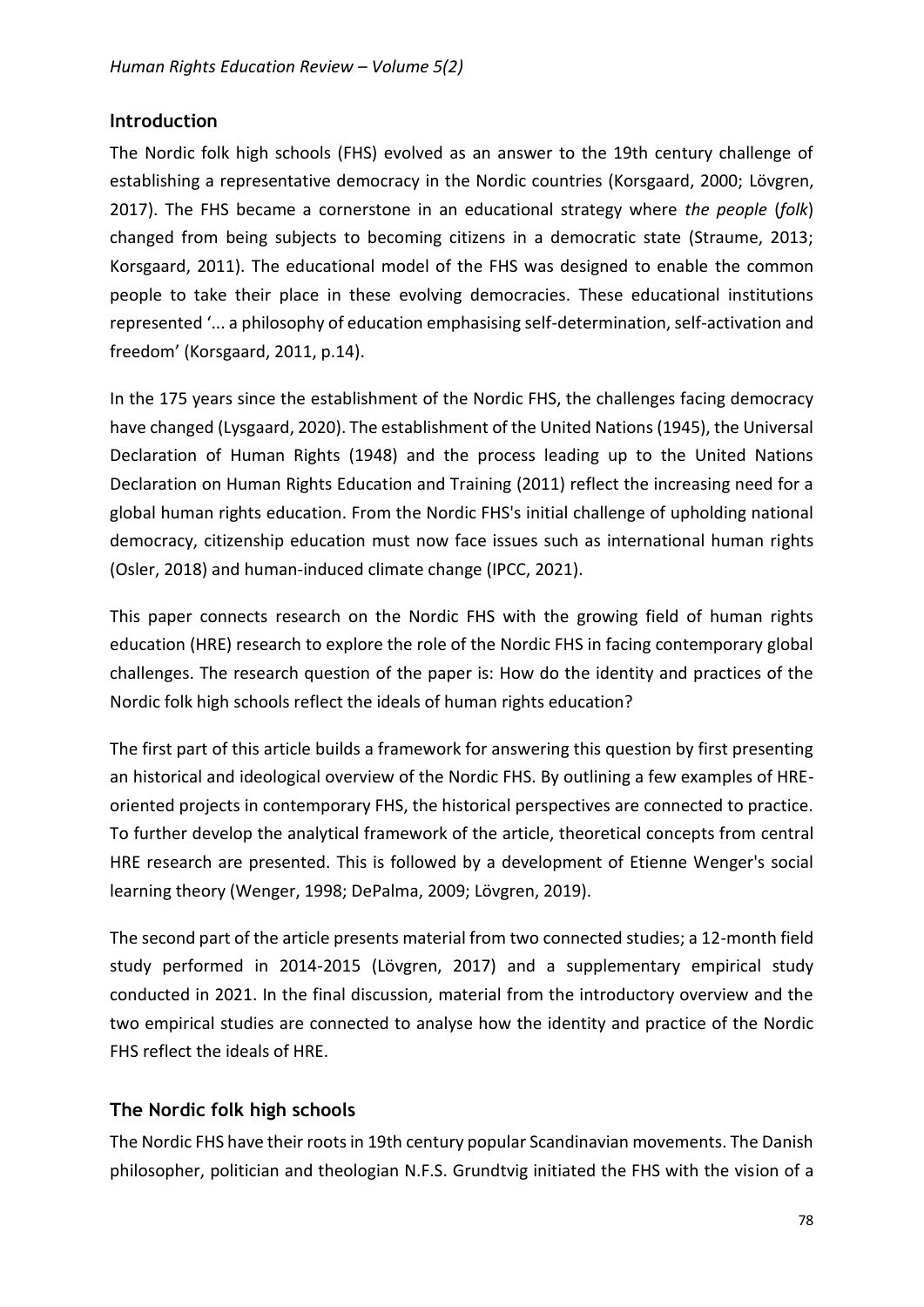## Introduction

The Nordic folk high schools (FHS) evolved as an answer to the 19th century challenge of establishing a representative democracy in the Nordic countries (Korsgaard, 2000; Lövgren, 2017). The FHS became a cornerstone in an educational strategy where *the people* (*folk*) changed from being subjects to becoming citizens in a democratic state (Straume, 2013; Korsgaard, 2011). The educational model of the FHS was designed to enable the common people to take their place in these evolving democracies. These educational institutions represented '... a philosophy of education emphasising self-determination, self-activation and freedom' (Korsgaard, 2011, p.14).

In the 175 years since the establishment of the Nordic FHS, the challenges facing democracy have changed (Lysgaard, 2020). The establishment of the United Nations (1945), the Universal Declaration of Human Rights (1948) and the process leading up to the United Nations Declaration on Human Rights Education and Training (2011) reflect the increasing need for a global human rights education. From the Nordic FHS's initial challenge of upholding national democracy, citizenship education must now face issues such as international human rights (Osler, 2018) and human-induced climate change (IPCC, 2021).

This paper connects research on the Nordic FHS with the growing field of human rights education (HRE) research to explore the role of the Nordic FHS in facing contemporary global challenges. The research question of the paper is: How do the identity and practices of the Nordic folk high schools reflect the ideals of human rights education?

The first part of this article builds a framework for answering this question by first presenting an historical and ideological overview of the Nordic FHS. By outlining a few examples of HRE-oriented projects in contemporary FHS, the historical perspectives are connected to practice. To further develop the analytical framework of the article, theoretical concepts from central HRE research are presented. This is followed by a development of Etienne Wenger's social learning theory (Wenger, 1998; DePalma, 2009; Lövgren, 2019).

The second part of the article presents material from two connected studies; a 12-month field study performed in 2014-2015 (Lövgren, 2017) and a supplementary empirical study conducted in 2021. In the final discussion, material from the introductory overview and the two empirical studies are connected to analyse how the identity and practice of the Nordic FHS reflect the ideals of HRE.

## The Nordic folk high schools

The Nordic FHS have their roots in 19th century popular Scandinavian movements. The Danish philosopher, politician and theologian N.F.S. Grundtvig initiated the FHS with the vision of a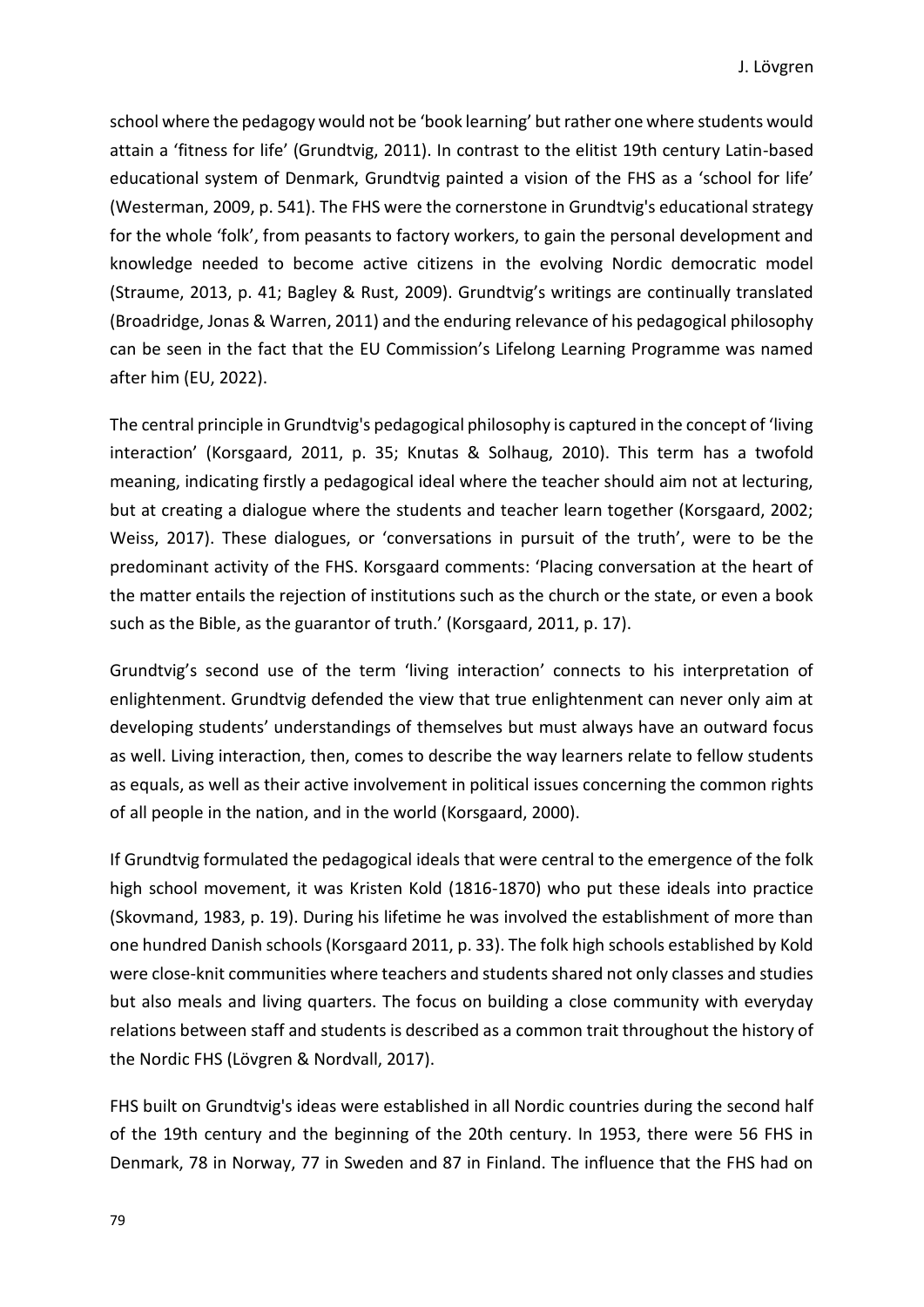school where the pedagogy would not be 'book learning' but rather one where students would attain a 'fitness for life' (Grundtvig, 2011). In contrast to the elitist 19th century Latin-based educational system of Denmark, Grundtvig painted a vision of the FHS as a 'school for life' (Westerman, 2009, p. 541). The FHS were the cornerstone in Grundtvig's educational strategy for the whole 'folk', from peasants to factory workers, to gain the personal development and knowledge needed to become active citizens in the evolving Nordic democratic model (Straume, 2013, p. 41; Bagley & Rust, 2009). Grundtvig's writings are continually translated (Broadridge, Jonas & Warren, 2011) and the enduring relevance of his pedagogical philosophy can be seen in the fact that the EU Commission's Lifelong Learning Programme was named after him (EU, 2022).

The central principle in Grundtvig's pedagogical philosophy is captured in the concept of 'living interaction' (Korsgaard, 2011, p. 35; Knutas & Solhaug, 2010). This term has a twofold meaning, indicating firstly a pedagogical ideal where the teacher should aim not at lecturing, but at creating a dialogue where the students and teacher learn together (Korsgaard, 2002; Weiss, 2017). These dialogues, or 'conversations in pursuit of the truth', were to be the predominant activity of the FHS. Korsgaard comments: 'Placing conversation at the heart of the matter entails the rejection of institutions such as the church or the state, or even a book such as the Bible, as the guarantor of truth.' (Korsgaard, 2011, p. 17).

Grundtvig's second use of the term 'living interaction' connects to his interpretation of enlightenment. Grundtvig defended the view that true enlightenment can never only aim at developing students' understandings of themselves but must always have an outward focus as well. Living interaction, then, comes to describe the way learners relate to fellow students as equals, as well as their active involvement in political issues concerning the common rights of all people in the nation, and in the world (Korsgaard, 2000).

If Grundtvig formulated the pedagogical ideals that were central to the emergence of the folk high school movement, it was Kristen Kold (1816-1870) who put these ideals into practice (Skovmand, 1983, p. 19). During his lifetime he was involved the establishment of more than one hundred Danish schools (Korsgaard 2011, p. 33). The folk high schools established by Kold were close-knit communities where teachers and students shared not only classes and studies but also meals and living quarters. The focus on building a close community with everyday relations between staff and students is described as a common trait throughout the history of the Nordic FHS (Lövgren & Nordvall, 2017).

FHS built on Grundtvig's ideas were established in all Nordic countries during the second half of the 19th century and the beginning of the 20th century. In 1953, there were 56 FHS in Denmark, 78 in Norway, 77 in Sweden and 87 in Finland. The influence that the FHS had on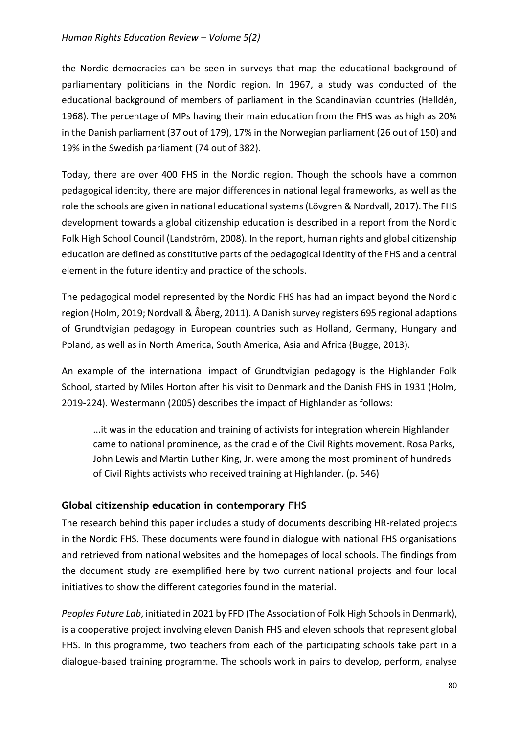the Nordic democracies can be seen in surveys that map the educational background of parliamentary politicians in the Nordic region. In 1967, a study was conducted of the educational background of members of parliament in the Scandinavian countries (Helldén, 1968). The percentage of MPs having their main education from the FHS was as high as 20% in the Danish parliament (37 out of 179), 17% in the Norwegian parliament (26 out of 150) and 19% in the Swedish parliament (74 out of 382).

Today, there are over 400 FHS in the Nordic region. Though the schools have a common pedagogical identity, there are major differences in national legal frameworks, as well as the role the schools are given in national educational systems (Lövgren & Nordvall, 2017). The FHS development towards a global citizenship education is described in a report from the Nordic Folk High School Council (Landström, 2008). In the report, human rights and global citizenship education are defined as constitutive parts of the pedagogical identity of the FHS and a central element in the future identity and practice of the schools.

The pedagogical model represented by the Nordic FHS has had an impact beyond the Nordic region (Holm, 2019; Nordvall & Åberg, 2011). A Danish survey registers 695 regional adaptions of Grundtvigian pedagogy in European countries such as Holland, Germany, Hungary and Poland, as well as in North America, South America, Asia and Africa (Bugge, 2013).

An example of the international impact of Grundtvigian pedagogy is the Highlander Folk School, started by Miles Horton after his visit to Denmark and the Danish FHS in 1931 (Holm, 2019-224). Westermann (2005) describes the impact of Highlander as follows:

> ...it was in the education and training of activists for integration wherein Highlander came to national prominence, as the cradle of the Civil Rights movement. Rosa Parks, John Lewis and Martin Luther King, Jr. were among the most prominent of hundreds of Civil Rights activists who received training at Highlander. (p. 546)

## Global citizenship education in contemporary FHS

The research behind this paper includes a study of documents describing HR-related projects in the Nordic FHS. These documents were found in dialogue with national FHS organisations and retrieved from national websites and the homepages of local schools. The findings from the document study are exemplified here by two current national projects and four local initiatives to show the different categories found in the material.

*Peoples Future Lab*, initiated in 2021 by FFD (The Association of Folk High Schools in Denmark), is a cooperative project involving eleven Danish FHS and eleven schools that represent global FHS. In this programme, two teachers from each of the participating schools take part in a dialogue-based training programme. The schools work in pairs to develop, perform, analyse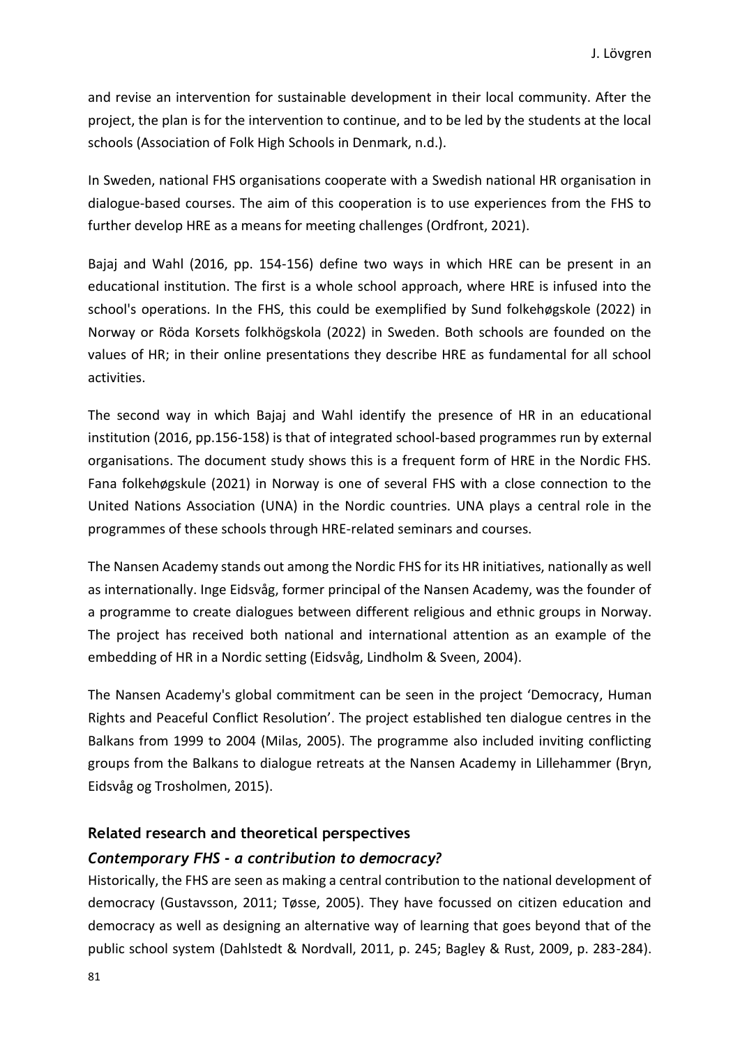and revise an intervention for sustainable development in their local community. After the project, the plan is for the intervention to continue, and to be led by the students at the local schools (Association of Folk High Schools in Denmark, n.d.).

In Sweden, national FHS organisations cooperate with a Swedish national HR organisation in dialogue-based courses. The aim of this cooperation is to use experiences from the FHS to further develop HRE as a means for meeting challenges (Ordfront, 2021).

Bajaj and Wahl (2016, pp. 154-156) define two ways in which HRE can be present in an educational institution. The first is a whole school approach, where HRE is infused into the school's operations. In the FHS, this could be exemplified by Sund folkehøgskole (2022) in Norway or Röda Korsets folkhögskola (2022) in Sweden. Both schools are founded on the values of HR; in their online presentations they describe HRE as fundamental for all school activities.

The second way in which Bajaj and Wahl identify the presence of HR in an educational institution (2016, pp.156-158) is that of integrated school-based programmes run by external organisations. The document study shows this is a frequent form of HRE in the Nordic FHS. Fana folkehøgskule (2021) in Norway is one of several FHS with a close connection to the United Nations Association (UNA) in the Nordic countries. UNA plays a central role in the programmes of these schools through HRE-related seminars and courses.

The Nansen Academy stands out among the Nordic FHS for its HR initiatives, nationally as well as internationally. Inge Eidsvåg, former principal of the Nansen Academy, was the founder of a programme to create dialogues between different religious and ethnic groups in Norway. The project has received both national and international attention as an example of the embedding of HR in a Nordic setting (Eidsvåg, Lindholm & Sveen, 2004).

The Nansen Academy's global commitment can be seen in the project 'Democracy, Human Rights and Peaceful Conflict Resolution'. The project established ten dialogue centres in the Balkans from 1999 to 2004 (Milas, 2005). The programme also included inviting conflicting groups from the Balkans to dialogue retreats at the Nansen Academy in Lillehammer (Bryn, Eidsvåg og Trosholmen, 2015).

## Related research and theoretical perspectives

### *Contemporary FHS - a contribution to democracy?*

Historically, the FHS are seen as making a central contribution to the national development of democracy (Gustavsson, 2011; Tøsse, 2005). They have focussed on citizen education and democracy as well as designing an alternative way of learning that goes beyond that of the public school system (Dahlstedt & Nordvall, 2011, p. 245; Bagley & Rust, 2009, p. 283-284).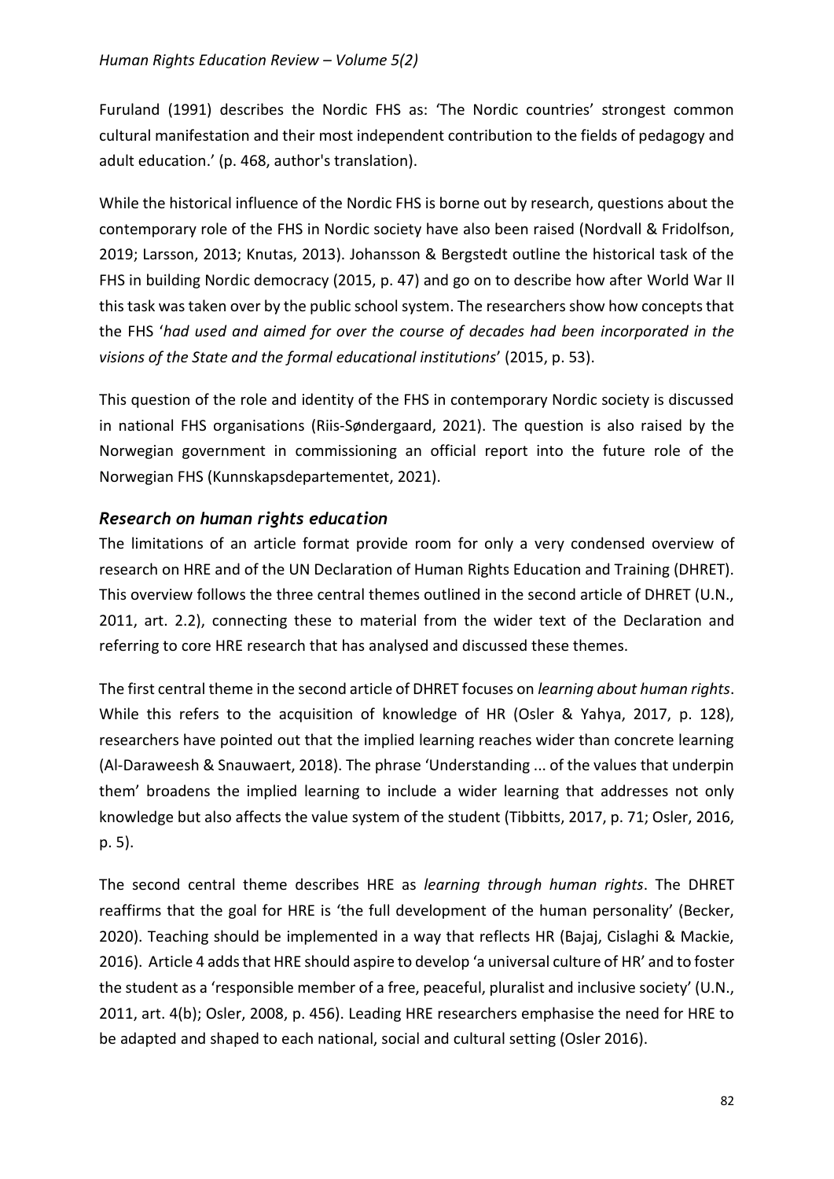Furuland (1991) describes the Nordic FHS as: 'The Nordic countries' strongest common cultural manifestation and their most independent contribution to the fields of pedagogy and adult education.' (p. 468, author's translation).

While the historical influence of the Nordic FHS is borne out by research, questions about the contemporary role of the FHS in Nordic society have also been raised (Nordvall & Fridolfson, 2019; Larsson, 2013; Knutas, 2013). Johansson & Bergstedt outline the historical task of the FHS in building Nordic democracy (2015, p. 47) and go on to describe how after World War II this task was taken over by the public school system. The researchers show how concepts that the FHS '*had used and aimed for over the course of decades had been incorporated in the visions of the State and the formal educational institutions*' (2015, p. 53).

This question of the role and identity of the FHS in contemporary Nordic society is discussed in national FHS organisations (Riis-Søndergaard, 2021). The question is also raised by the Norwegian government in commissioning an official report into the future role of the Norwegian FHS (Kunnskapsdepartementet, 2021).

### *Research on human rights education*

The limitations of an article format provide room for only a very condensed overview of research on HRE and of the UN Declaration of Human Rights Education and Training (DHRET). This overview follows the three central themes outlined in the second article of DHRET (U.N., 2011, art. 2.2), connecting these to material from the wider text of the Declaration and referring to core HRE research that has analysed and discussed these themes.

The first central theme in the second article of DHRET focuses on *learning about human rights*. While this refers to the acquisition of knowledge of HR (Osler & Yahya, 2017, p. 128), researchers have pointed out that the implied learning reaches wider than concrete learning (Al-Daraweesh & Snauwaert, 2018). The phrase 'Understanding ... of the values that underpin them' broadens the implied learning to include a wider learning that addresses not only knowledge but also affects the value system of the student (Tibbitts, 2017, p. 71; Osler, 2016, p. 5).

The second central theme describes HRE as *learning through human rights*. The DHRET reaffirms that the goal for HRE is 'the full development of the human personality' (Becker, 2020). Teaching should be implemented in a way that reflects HR (Bajaj, Cislaghi & Mackie, 2016). Article 4 adds that HRE should aspire to develop 'a universal culture of HR' and to foster the student as a 'responsible member of a free, peaceful, pluralist and inclusive society' (U.N., 2011, art. 4(b); Osler, 2008, p. 456). Leading HRE researchers emphasise the need for HRE to be adapted and shaped to each national, social and cultural setting (Osler 2016).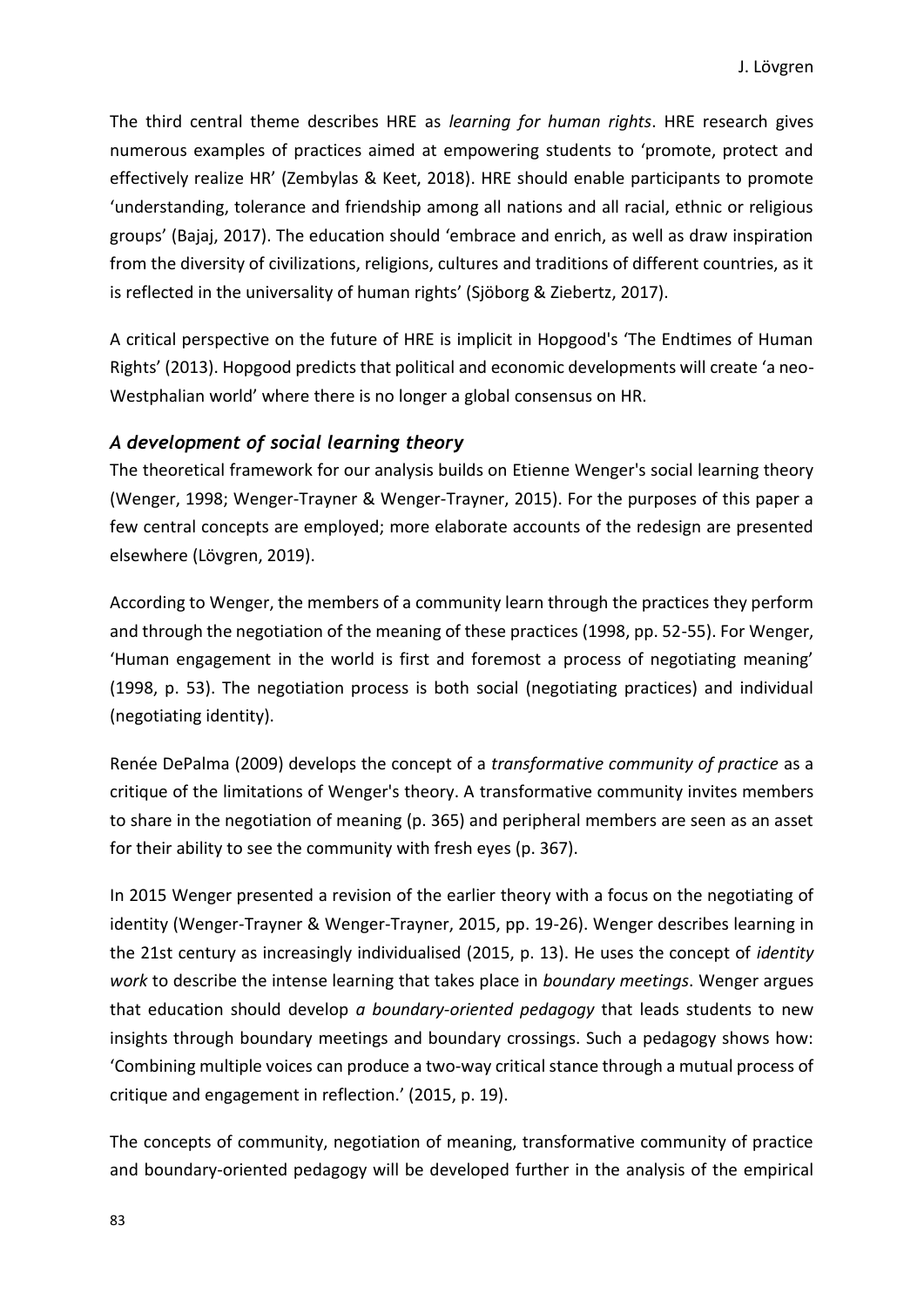The third central theme describes HRE as *learning for human rights*. HRE research gives numerous examples of practices aimed at empowering students to 'promote, protect and effectively realize HR' (Zembylas & Keet, 2018). HRE should enable participants to promote 'understanding, tolerance and friendship among all nations and all racial, ethnic or religious groups' (Bajaj, 2017). The education should 'embrace and enrich, as well as draw inspiration from the diversity of civilizations, religions, cultures and traditions of different countries, as it is reflected in the universality of human rights' (Sjöborg & Ziebertz, 2017).

A critical perspective on the future of HRE is implicit in Hopgood's 'The Endtimes of Human Rights' (2013). Hopgood predicts that political and economic developments will create 'a neo-Westphalian world' where there is no longer a global consensus on HR.

### *A development of social learning theory*

The theoretical framework for our analysis builds on Etienne Wenger's social learning theory (Wenger, 1998; Wenger-Trayner & Wenger-Trayner, 2015). For the purposes of this paper a few central concepts are employed; more elaborate accounts of the redesign are presented elsewhere (Lövgren, 2019).

According to Wenger, the members of a community learn through the practices they perform and through the negotiation of the meaning of these practices (1998, pp. 52-55). For Wenger, 'Human engagement in the world is first and foremost a process of negotiating meaning' (1998, p. 53). The negotiation process is both social (negotiating practices) and individual (negotiating identity).

Renée DePalma (2009) develops the concept of a *transformative community of practice* as a critique of the limitations of Wenger's theory. A transformative community invites members to share in the negotiation of meaning (p. 365) and peripheral members are seen as an asset for their ability to see the community with fresh eyes (p. 367).

In 2015 Wenger presented a revision of the earlier theory with a focus on the negotiating of identity (Wenger-Trayner & Wenger-Trayner, 2015, pp. 19-26). Wenger describes learning in the 21st century as increasingly individualised (2015, p. 13). He uses the concept of *identity work* to describe the intense learning that takes place in *boundary meetings*. Wenger argues that education should develop *a boundary-oriented pedagogy* that leads students to new insights through boundary meetings and boundary crossings. Such a pedagogy shows how: 'Combining multiple voices can produce a two-way critical stance through a mutual process of critique and engagement in reflection.' (2015, p. 19).

The concepts of community, negotiation of meaning, transformative community of practice and boundary-oriented pedagogy will be developed further in the analysis of the empirical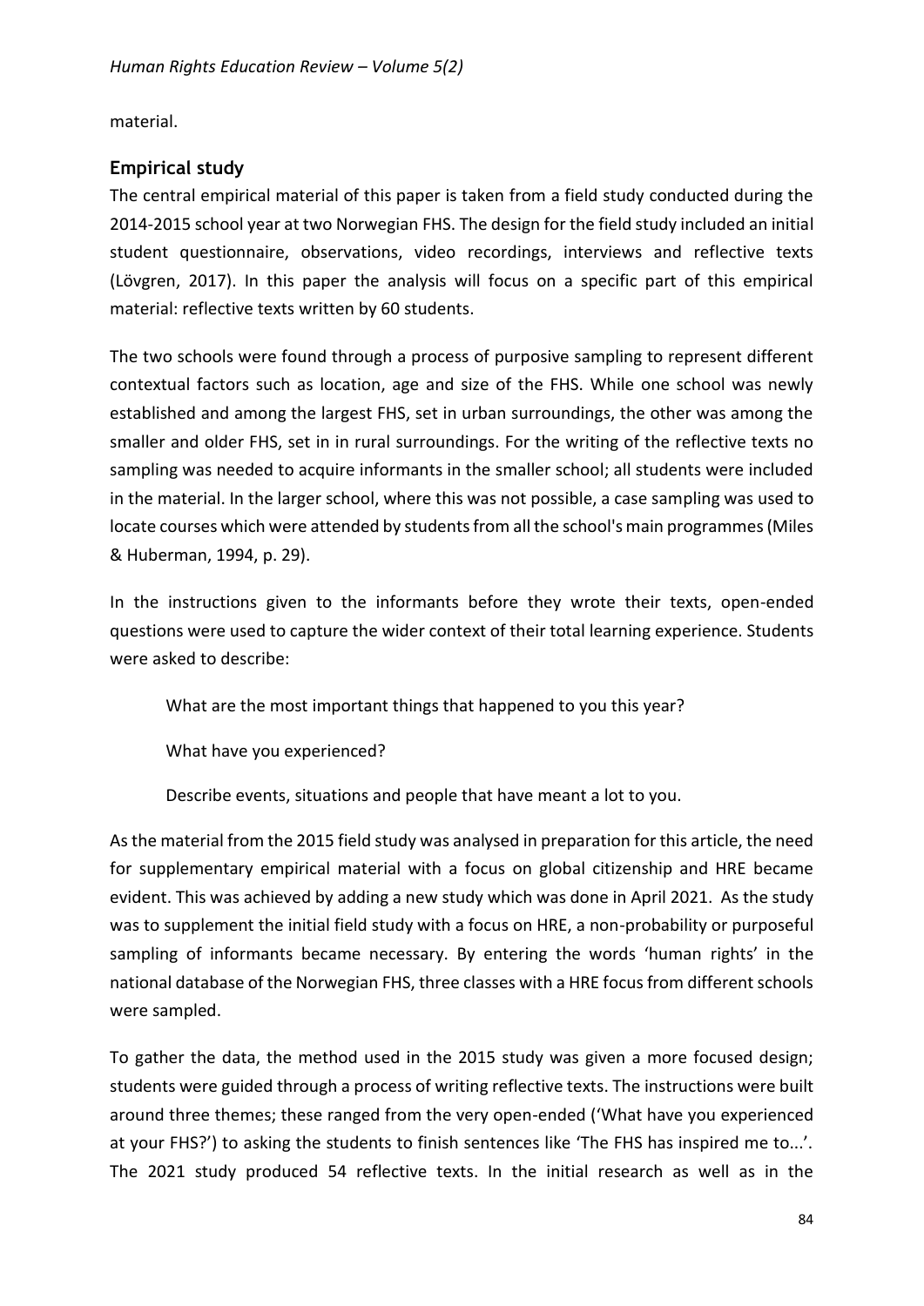material.

## Empirical study

The central empirical material of this paper is taken from a field study conducted during the 2014-2015 school year at two Norwegian FHS. The design for the field study included an initial student questionnaire, observations, video recordings, interviews and reflective texts (Lövgren, 2017). In this paper the analysis will focus on a specific part of this empirical material: reflective texts written by 60 students.

The two schools were found through a process of purposive sampling to represent different contextual factors such as location, age and size of the FHS. While one school was newly established and among the largest FHS, set in urban surroundings, the other was among the smaller and older FHS, set in in rural surroundings. For the writing of the reflective texts no sampling was needed to acquire informants in the smaller school; all students were included in the material. In the larger school, where this was not possible, a case sampling was used to locate courses which were attended by students from all the school's main programmes (Miles & Huberman, 1994, p. 29).

In the instructions given to the informants before they wrote their texts, open-ended questions were used to capture the wider context of their total learning experience. Students were asked to describe:

> What are the most important things that happened to you this year?
>
> What have you experienced?
>
> Describe events, situations and people that have meant a lot to you.

As the material from the 2015 field study was analysed in preparation for this article, the need for supplementary empirical material with a focus on global citizenship and HRE became evident. This was achieved by adding a new study which was done in April 2021. As the study was to supplement the initial field study with a focus on HRE, a non-probability or purposeful sampling of informants became necessary. By entering the words 'human rights' in the national database of the Norwegian FHS, three classes with a HRE focus from different schools were sampled.

To gather the data, the method used in the 2015 study was given a more focused design; students were guided through a process of writing reflective texts. The instructions were built around three themes; these ranged from the very open-ended ('What have you experienced at your FHS?') to asking the students to finish sentences like 'The FHS has inspired me to...'. The 2021 study produced 54 reflective texts. In the initial research as well as in the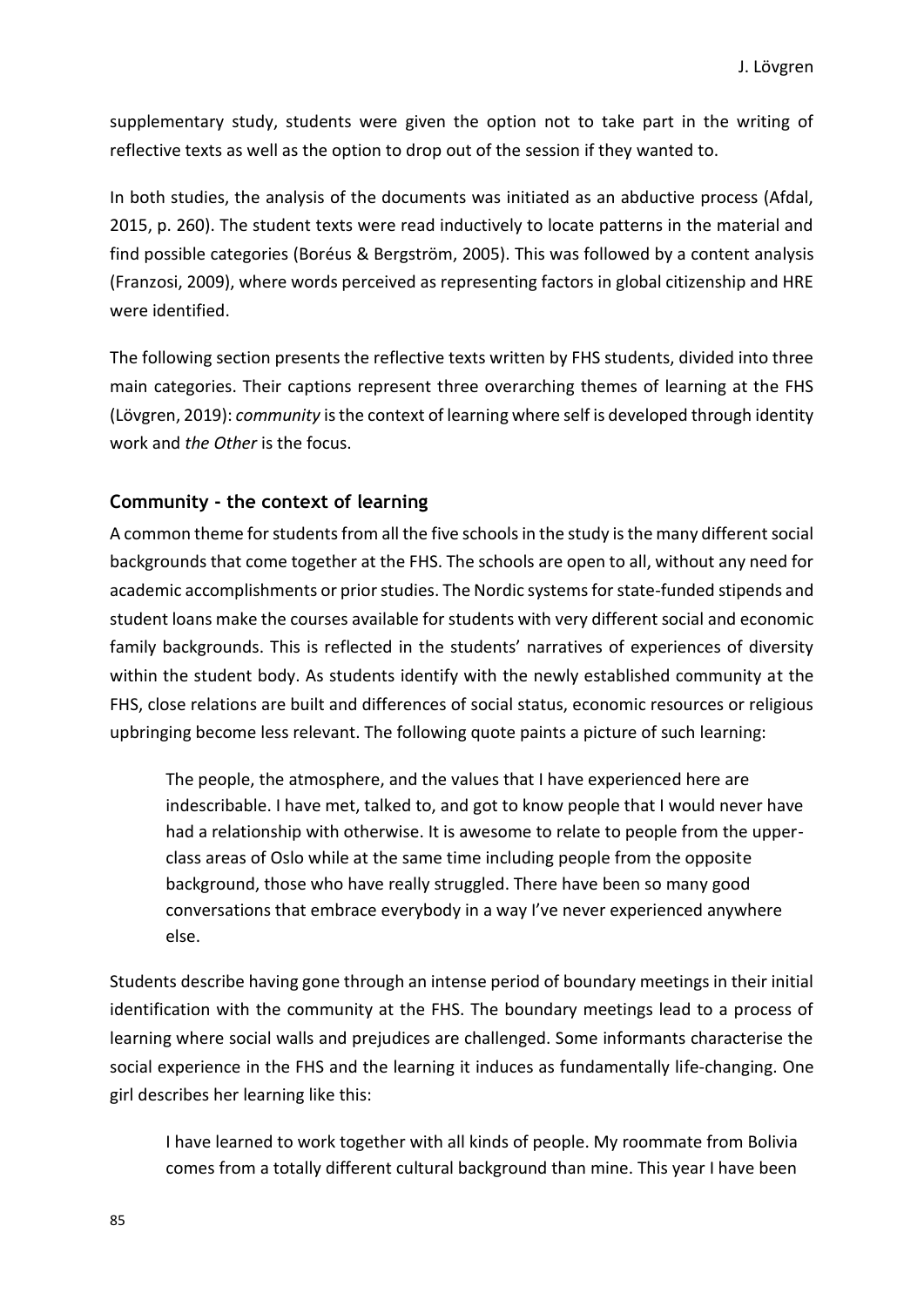supplementary study, students were given the option not to take part in the writing of reflective texts as well as the option to drop out of the session if they wanted to.

In both studies, the analysis of the documents was initiated as an abductive process (Afdal, 2015, p. 260). The student texts were read inductively to locate patterns in the material and find possible categories (Boréus & Bergström, 2005). This was followed by a content analysis (Franzosi, 2009), where words perceived as representing factors in global citizenship and HRE were identified.

The following section presents the reflective texts written by FHS students, divided into three main categories. Their captions represent three overarching themes of learning at the FHS (Lövgren, 2019): *community* is the context of learning where self is developed through identity work and *the Other* is the focus.

## Community - the context of learning

A common theme for students from all the five schools in the study is the many different social backgrounds that come together at the FHS. The schools are open to all, without any need for academic accomplishments or prior studies. The Nordic systems for state-funded stipends and student loans make the courses available for students with very different social and economic family backgrounds. This is reflected in the students' narratives of experiences of diversity within the student body. As students identify with the newly established community at the FHS, close relations are built and differences of social status, economic resources or religious upbringing become less relevant. The following quote paints a picture of such learning:

> The people, the atmosphere, and the values that I have experienced here are indescribable. I have met, talked to, and got to know people that I would never have had a relationship with otherwise. It is awesome to relate to people from the upper-class areas of Oslo while at the same time including people from the opposite background, those who have really struggled. There have been so many good conversations that embrace everybody in a way I've never experienced anywhere else.

Students describe having gone through an intense period of boundary meetings in their initial identification with the community at the FHS. The boundary meetings lead to a process of learning where social walls and prejudices are challenged. Some informants characterise the social experience in the FHS and the learning it induces as fundamentally life-changing. One girl describes her learning like this:

> I have learned to work together with all kinds of people. My roommate from Bolivia comes from a totally different cultural background than mine. This year I have been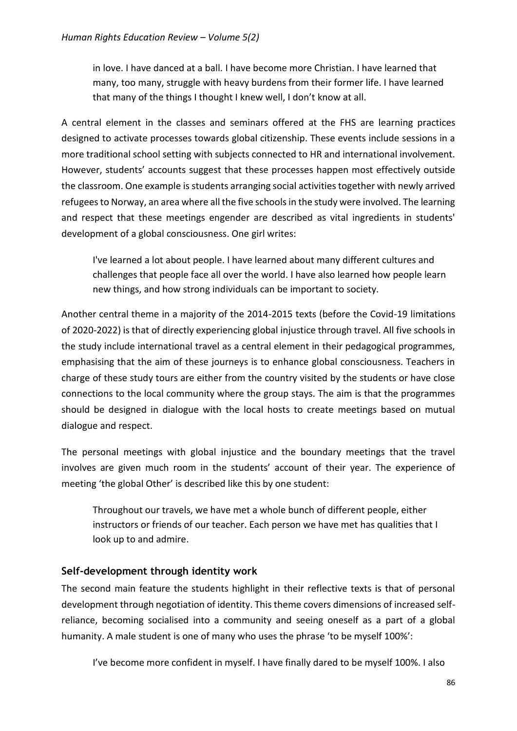> in love. I have danced at a ball. I have become more Christian. I have learned that many, too many, struggle with heavy burdens from their former life. I have learned that many of the things I thought I knew well, I don't know at all.

A central element in the classes and seminars offered at the FHS are learning practices designed to activate processes towards global citizenship. These events include sessions in a more traditional school setting with subjects connected to HR and international involvement. However, students' accounts suggest that these processes happen most effectively outside the classroom. One example is students arranging social activities together with newly arrived refugees to Norway, an area where all the five schools in the study were involved. The learning and respect that these meetings engender are described as vital ingredients in students' development of a global consciousness. One girl writes:

> I've learned a lot about people. I have learned about many different cultures and challenges that people face all over the world. I have also learned how people learn new things, and how strong individuals can be important to society.

Another central theme in a majority of the 2014-2015 texts (before the Covid-19 limitations of 2020-2022) is that of directly experiencing global injustice through travel. All five schools in the study include international travel as a central element in their pedagogical programmes, emphasising that the aim of these journeys is to enhance global consciousness. Teachers in charge of these study tours are either from the country visited by the students or have close connections to the local community where the group stays. The aim is that the programmes should be designed in dialogue with the local hosts to create meetings based on mutual dialogue and respect.

The personal meetings with global injustice and the boundary meetings that the travel involves are given much room in the students' account of their year. The experience of meeting 'the global Other' is described like this by one student:

> Throughout our travels, we have met a whole bunch of different people, either instructors or friends of our teacher. Each person we have met has qualities that I look up to and admire.

### Self-development through identity work

The second main feature the students highlight in their reflective texts is that of personal development through negotiation of identity. This theme covers dimensions of increased self-reliance, becoming socialised into a community and seeing oneself as a part of a global humanity. A male student is one of many who uses the phrase 'to be myself 100%':

> I've become more confident in myself. I have finally dared to be myself 100%. I also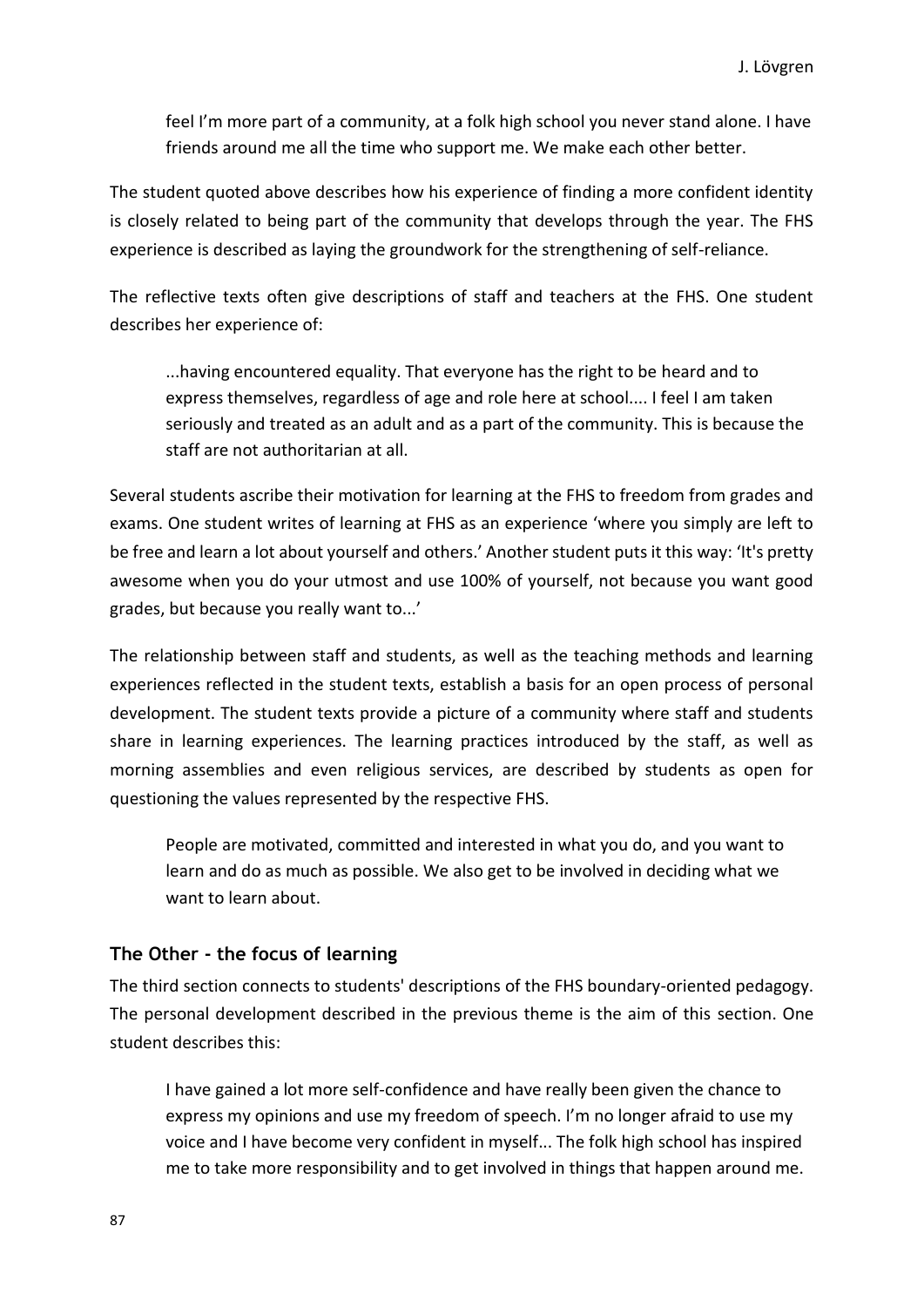> feel I'm more part of a community, at a folk high school you never stand alone. I have friends around me all the time who support me. We make each other better.

The student quoted above describes how his experience of finding a more confident identity is closely related to being part of the community that develops through the year. The FHS experience is described as laying the groundwork for the strengthening of self-reliance.

The reflective texts often give descriptions of staff and teachers at the FHS. One student describes her experience of:

> ...having encountered equality. That everyone has the right to be heard and to express themselves, regardless of age and role here at school.... I feel I am taken seriously and treated as an adult and as a part of the community. This is because the staff are not authoritarian at all.

Several students ascribe their motivation for learning at the FHS to freedom from grades and exams. One student writes of learning at FHS as an experience 'where you simply are left to be free and learn a lot about yourself and others.' Another student puts it this way: 'It's pretty awesome when you do your utmost and use 100% of yourself, not because you want good grades, but because you really want to...'

The relationship between staff and students, as well as the teaching methods and learning experiences reflected in the student texts, establish a basis for an open process of personal development. The student texts provide a picture of a community where staff and students share in learning experiences. The learning practices introduced by the staff, as well as morning assemblies and even religious services, are described by students as open for questioning the values represented by the respective FHS.

> People are motivated, committed and interested in what you do, and you want to learn and do as much as possible. We also get to be involved in deciding what we want to learn about.

### The Other - the focus of learning

The third section connects to students' descriptions of the FHS boundary-oriented pedagogy. The personal development described in the previous theme is the aim of this section. One student describes this:

> I have gained a lot more self-confidence and have really been given the chance to express my opinions and use my freedom of speech. I'm no longer afraid to use my voice and I have become very confident in myself... The folk high school has inspired me to take more responsibility and to get involved in things that happen around me.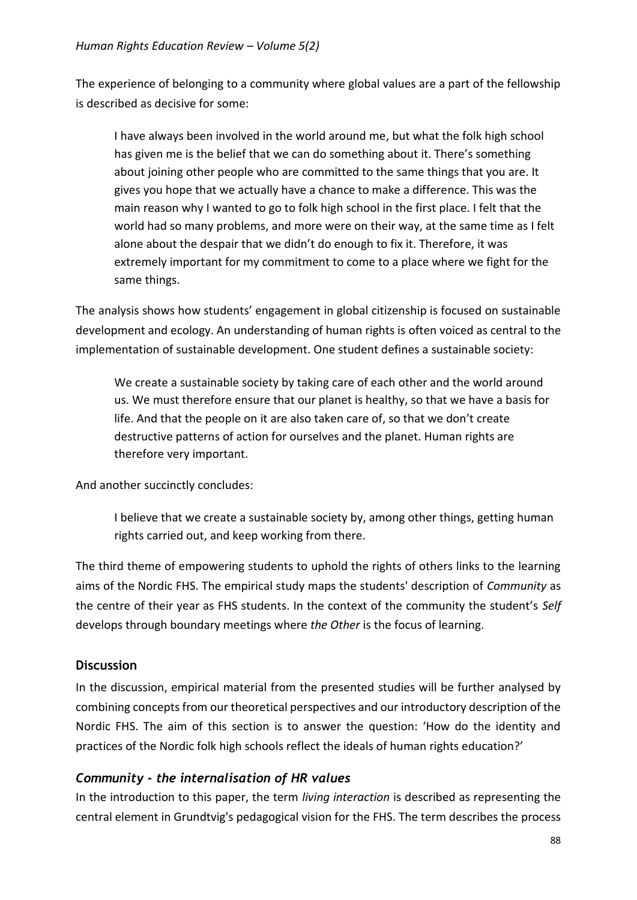The experience of belonging to a community where global values are a part of the fellowship is described as decisive for some:

> I have always been involved in the world around me, but what the folk high school has given me is the belief that we can do something about it. There's something about joining other people who are committed to the same things that you are. It gives you hope that we actually have a chance to make a difference. This was the main reason why I wanted to go to folk high school in the first place. I felt that the world had so many problems, and more were on their way, at the same time as I felt alone about the despair that we didn't do enough to fix it. Therefore, it was extremely important for my commitment to come to a place where we fight for the same things.

The analysis shows how students' engagement in global citizenship is focused on sustainable development and ecology. An understanding of human rights is often voiced as central to the implementation of sustainable development. One student defines a sustainable society:

> We create a sustainable society by taking care of each other and the world around us. We must therefore ensure that our planet is healthy, so that we have a basis for life. And that the people on it are also taken care of, so that we don't create destructive patterns of action for ourselves and the planet. Human rights are therefore very important.

And another succinctly concludes:

> I believe that we create a sustainable society by, among other things, getting human rights carried out, and keep working from there.

The third theme of empowering students to uphold the rights of others links to the learning aims of the Nordic FHS. The empirical study maps the students' description of *Community* as the centre of their year as FHS students. In the context of the community the student's *Self* develops through boundary meetings where *the Other* is the focus of learning.

## Discussion

In the discussion, empirical material from the presented studies will be further analysed by combining concepts from our theoretical perspectives and our introductory description of the Nordic FHS. The aim of this section is to answer the question: 'How do the identity and practices of the Nordic folk high schools reflect the ideals of human rights education?'

### *Community - the internalisation of HR values*

In the introduction to this paper, the term *living interaction* is described as representing the central element in Grundtvig's pedagogical vision for the FHS. The term describes the process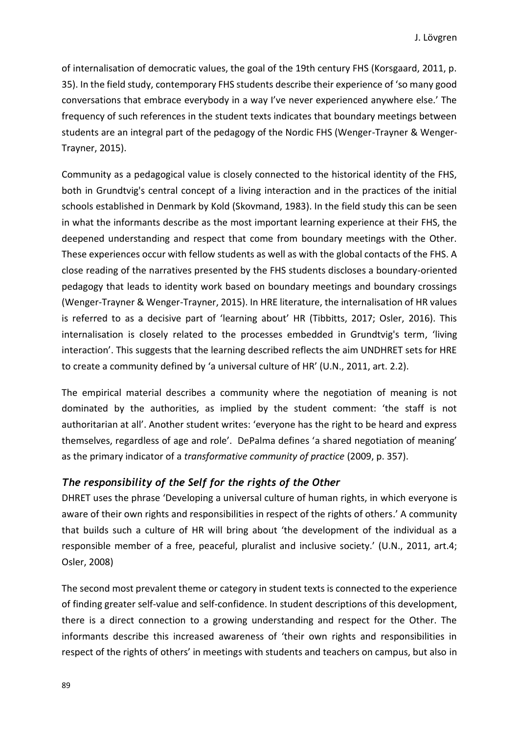of internalisation of democratic values, the goal of the 19th century FHS (Korsgaard, 2011, p. 35). In the field study, contemporary FHS students describe their experience of 'so many good conversations that embrace everybody in a way I've never experienced anywhere else.' The frequency of such references in the student texts indicates that boundary meetings between students are an integral part of the pedagogy of the Nordic FHS (Wenger-Trayner & Wenger-Trayner, 2015).

Community as a pedagogical value is closely connected to the historical identity of the FHS, both in Grundtvig's central concept of a living interaction and in the practices of the initial schools established in Denmark by Kold (Skovmand, 1983). In the field study this can be seen in what the informants describe as the most important learning experience at their FHS, the deepened understanding and respect that come from boundary meetings with the Other. These experiences occur with fellow students as well as with the global contacts of the FHS. A close reading of the narratives presented by the FHS students discloses a boundary-oriented pedagogy that leads to identity work based on boundary meetings and boundary crossings (Wenger-Trayner & Wenger-Trayner, 2015). In HRE literature, the internalisation of HR values is referred to as a decisive part of 'learning about' HR (Tibbitts, 2017; Osler, 2016). This internalisation is closely related to the processes embedded in Grundtvig's term, 'living interaction'. This suggests that the learning described reflects the aim UNDHRET sets for HRE to create a community defined by 'a universal culture of HR' (U.N., 2011, art. 2.2).

The empirical material describes a community where the negotiation of meaning is not dominated by the authorities, as implied by the student comment: 'the staff is not authoritarian at all'. Another student writes: 'everyone has the right to be heard and express themselves, regardless of age and role'. DePalma defines 'a shared negotiation of meaning' as the primary indicator of a *transformative community of practice* (2009, p. 357).

### *The responsibility of the Self for the rights of the Other*

DHRET uses the phrase 'Developing a universal culture of human rights, in which everyone is aware of their own rights and responsibilities in respect of the rights of others.' A community that builds such a culture of HR will bring about 'the development of the individual as a responsible member of a free, peaceful, pluralist and inclusive society.' (U.N., 2011, art.4; Osler, 2008)

The second most prevalent theme or category in student texts is connected to the experience of finding greater self-value and self-confidence. In student descriptions of this development, there is a direct connection to a growing understanding and respect for the Other. The informants describe this increased awareness of 'their own rights and responsibilities in respect of the rights of others' in meetings with students and teachers on campus, but also in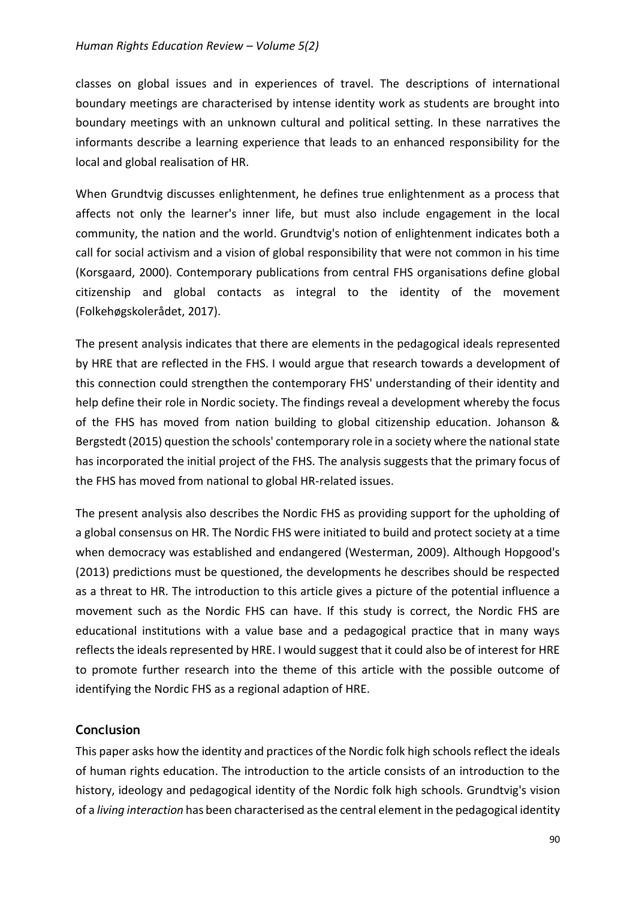classes on global issues and in experiences of travel. The descriptions of international boundary meetings are characterised by intense identity work as students are brought into boundary meetings with an unknown cultural and political setting. In these narratives the informants describe a learning experience that leads to an enhanced responsibility for the local and global realisation of HR.

When Grundtvig discusses enlightenment, he defines true enlightenment as a process that affects not only the learner's inner life, but must also include engagement in the local community, the nation and the world. Grundtvig's notion of enlightenment indicates both a call for social activism and a vision of global responsibility that were not common in his time (Korsgaard, 2000). Contemporary publications from central FHS organisations define global citizenship and global contacts as integral to the identity of the movement (Folkehøgskolerådet, 2017).

The present analysis indicates that there are elements in the pedagogical ideals represented by HRE that are reflected in the FHS. I would argue that research towards a development of this connection could strengthen the contemporary FHS' understanding of their identity and help define their role in Nordic society. The findings reveal a development whereby the focus of the FHS has moved from nation building to global citizenship education. Johanson & Bergstedt (2015) question the schools' contemporary role in a society where the national state has incorporated the initial project of the FHS. The analysis suggests that the primary focus of the FHS has moved from national to global HR-related issues.

The present analysis also describes the Nordic FHS as providing support for the upholding of a global consensus on HR. The Nordic FHS were initiated to build and protect society at a time when democracy was established and endangered (Westerman, 2009). Although Hopgood's (2013) predictions must be questioned, the developments he describes should be respected as a threat to HR. The introduction to this article gives a picture of the potential influence a movement such as the Nordic FHS can have. If this study is correct, the Nordic FHS are educational institutions with a value base and a pedagogical practice that in many ways reflects the ideals represented by HRE. I would suggest that it could also be of interest for HRE to promote further research into the theme of this article with the possible outcome of identifying the Nordic FHS as a regional adaption of HRE.

## Conclusion

This paper asks how the identity and practices of the Nordic folk high schools reflect the ideals of human rights education. The introduction to the article consists of an introduction to the history, ideology and pedagogical identity of the Nordic folk high schools. Grundtvig's vision of a *living interaction* has been characterised as the central element in the pedagogical identity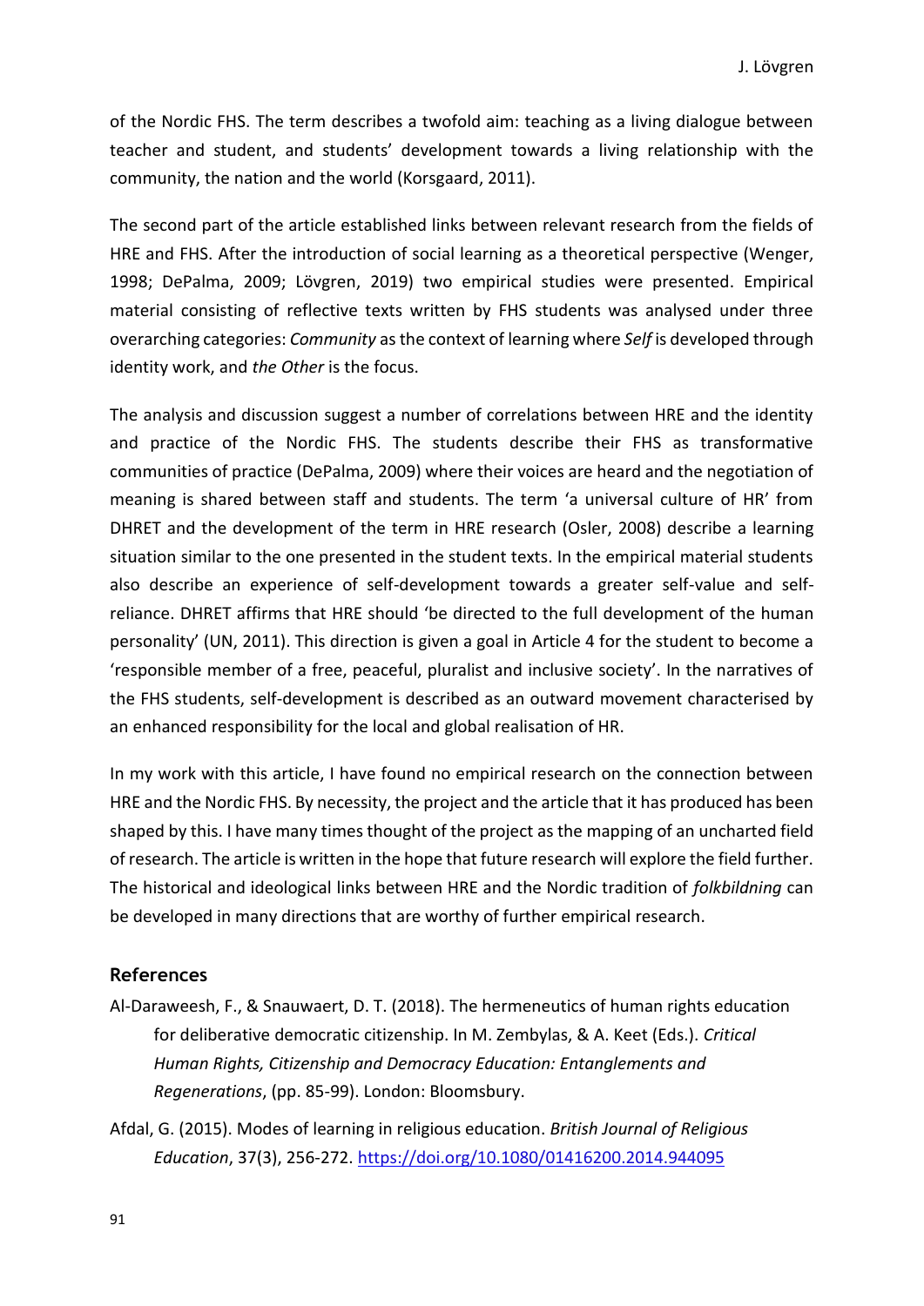of the Nordic FHS. The term describes a twofold aim: teaching as a living dialogue between teacher and student, and students' development towards a living relationship with the community, the nation and the world (Korsgaard, 2011).

The second part of the article established links between relevant research from the fields of HRE and FHS. After the introduction of social learning as a theoretical perspective (Wenger, 1998; DePalma, 2009; Lövgren, 2019) two empirical studies were presented. Empirical material consisting of reflective texts written by FHS students was analysed under three overarching categories: *Community* as the context of learning where *Self* is developed through identity work, and *the Other* is the focus.

The analysis and discussion suggest a number of correlations between HRE and the identity and practice of the Nordic FHS. The students describe their FHS as transformative communities of practice (DePalma, 2009) where their voices are heard and the negotiation of meaning is shared between staff and students. The term 'a universal culture of HR' from DHRET and the development of the term in HRE research (Osler, 2008) describe a learning situation similar to the one presented in the student texts. In the empirical material students also describe an experience of self-development towards a greater self-value and self-reliance. DHRET affirms that HRE should 'be directed to the full development of the human personality' (UN, 2011). This direction is given a goal in Article 4 for the student to become a 'responsible member of a free, peaceful, pluralist and inclusive society'. In the narratives of the FHS students, self-development is described as an outward movement characterised by an enhanced responsibility for the local and global realisation of HR.

In my work with this article, I have found no empirical research on the connection between HRE and the Nordic FHS. By necessity, the project and the article that it has produced has been shaped by this. I have many times thought of the project as the mapping of an uncharted field of research. The article is written in the hope that future research will explore the field further. The historical and ideological links between HRE and the Nordic tradition of *folkbildning* can be developed in many directions that are worthy of further empirical research.

## References

Al-Daraweesh, F., & Snauwaert, D. T. (2018). The hermeneutics of human rights education for deliberative democratic citizenship. In M. Zembylas, & A. Keet (Eds.). *Critical Human Rights, Citizenship and Democracy Education: Entanglements and Regenerations*, (pp. 85-99). London: Bloomsbury.

Afdal, G. (2015). Modes of learning in religious education. *British Journal of Religious Education*, 37(3), 256-272. https://doi.org/10.1080/01416200.2014.944095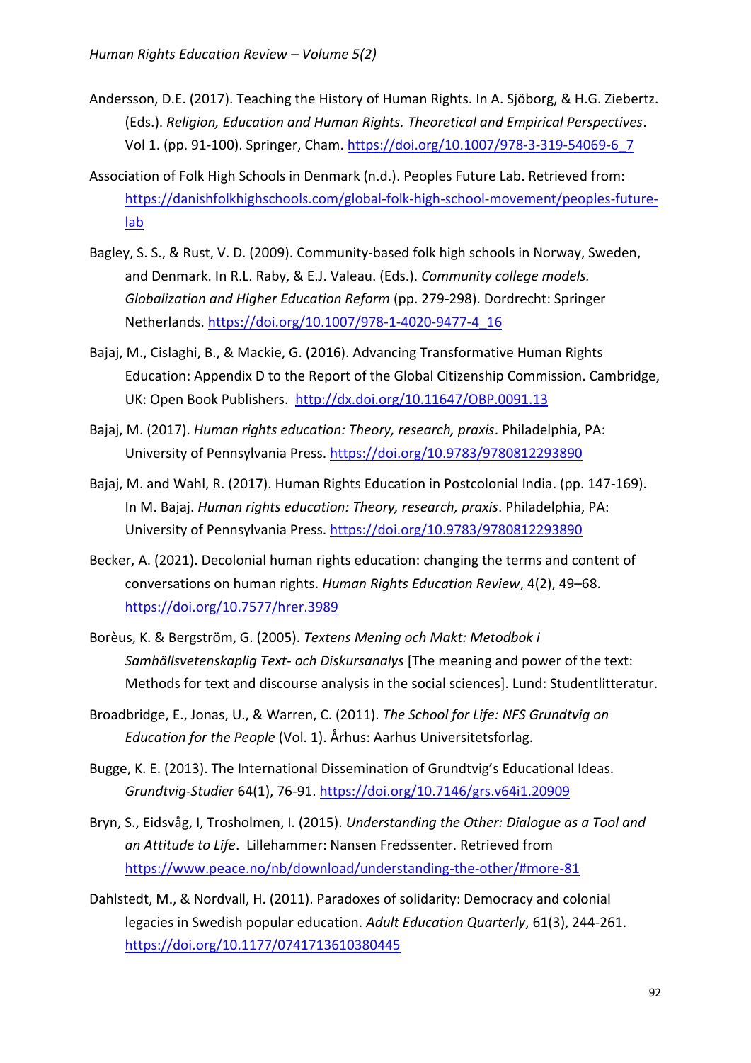Andersson, D.E. (2017). Teaching the History of Human Rights. In A. Sjöborg, & H.G. Ziebertz. (Eds.). *Religion, Education and Human Rights. Theoretical and Empirical Perspectives*. Vol 1. (pp. 91-100). Springer, Cham. https://doi.org/10.1007/978-3-319-54069-6_7

Association of Folk High Schools in Denmark (n.d.). Peoples Future Lab. Retrieved from: https://danishfolkhighschools.com/global-folk-high-school-movement/peoples-future-lab

Bagley, S. S., & Rust, V. D. (2009). Community-based folk high schools in Norway, Sweden, and Denmark. In R.L. Raby, & E.J. Valeau. (Eds.). *Community college models. Globalization and Higher Education Reform* (pp. 279-298). Dordrecht: Springer Netherlands. https://doi.org/10.1007/978-1-4020-9477-4_16

Bajaj, M., Cislaghi, B., & Mackie, G. (2016). Advancing Transformative Human Rights Education: Appendix D to the Report of the Global Citizenship Commission. Cambridge, UK: Open Book Publishers. http://dx.doi.org/10.11647/OBP.0091.13

Bajaj, M. (2017). *Human rights education: Theory, research, praxis*. Philadelphia, PA: University of Pennsylvania Press. https://doi.org/10.9783/9780812293890

Bajaj, M. and Wahl, R. (2017). Human Rights Education in Postcolonial India. (pp. 147-169). In M. Bajaj. *Human rights education: Theory, research, praxis*. Philadelphia, PA: University of Pennsylvania Press. https://doi.org/10.9783/9780812293890

Becker, A. (2021). Decolonial human rights education: changing the terms and content of conversations on human rights. *Human Rights Education Review*, 4(2), 49–68. https://doi.org/10.7577/hrer.3989

Borèus, K. & Bergström, G. (2005). *Textens Mening och Makt: Metodbok i Samhällsvetenskaplig Text- och Diskursanalys* [The meaning and power of the text: Methods for text and discourse analysis in the social sciences]. Lund: Studentlitteratur.

Broadbridge, E., Jonas, U., & Warren, C. (2011). *The School for Life: NFS Grundtvig on Education for the People* (Vol. 1). Århus: Aarhus Universitetsforlag.

Bugge, K. E. (2013). The International Dissemination of Grundtvig's Educational Ideas. *Grundtvig-Studier* 64(1), 76-91. https://doi.org/10.7146/grs.v64i1.20909

Bryn, S., Eidsvåg, I, Trosholmen, I. (2015). *Understanding the Other: Dialogue as a Tool and an Attitude to Life*. Lillehammer: Nansen Fredssenter. Retrieved from https://www.peace.no/nb/download/understanding-the-other/#more-81

Dahlstedt, M., & Nordvall, H. (2011). Paradoxes of solidarity: Democracy and colonial legacies in Swedish popular education. *Adult Education Quarterly*, 61(3), 244-261. https://doi.org/10.1177/0741713610380445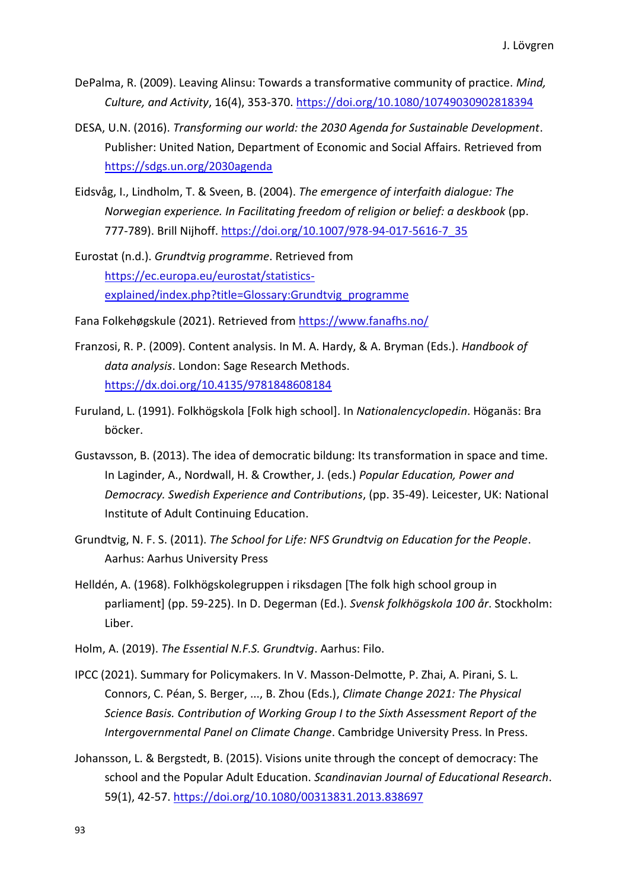DePalma, R. (2009). Leaving Alinsu: Towards a transformative community of practice. *Mind, Culture, and Activity*, 16(4), 353-370. https://doi.org/10.1080/10749030902818394

DESA, U.N. (2016). *Transforming our world: the 2030 Agenda for Sustainable Development*. Publisher: United Nation, Department of Economic and Social Affairs. Retrieved from https://sdgs.un.org/2030agenda

Eidsvåg, I., Lindholm, T. & Sveen, B. (2004). *The emergence of interfaith dialogue: The Norwegian experience. In Facilitating freedom of religion or belief: a deskbook* (pp. 777-789). Brill Nijhoff. https://doi.org/10.1007/978-94-017-5616-7_35

Eurostat (n.d.). *Grundtvig programme*. Retrieved from https://ec.europa.eu/eurostat/statistics-explained/index.php?title=Glossary:Grundtvig_programme

Fana Folkehøgskule (2021). Retrieved from https://www.fanafhs.no/

Franzosi, R. P. (2009). Content analysis. In M. A. Hardy, & A. Bryman (Eds.). *Handbook of data analysis*. London: Sage Research Methods. https://dx.doi.org/10.4135/9781848608184

Furuland, L. (1991). Folkhögskola [Folk high school]. In *Nationalencyclopedin*. Höganäs: Bra böcker.

Gustavsson, B. (2013). The idea of democratic bildung: Its transformation in space and time. In Laginder, A., Nordwall, H. & Crowther, J. (eds.) *Popular Education, Power and Democracy. Swedish Experience and Contributions*, (pp. 35-49). Leicester, UK: National Institute of Adult Continuing Education.

Grundtvig, N. F. S. (2011). *The School for Life: NFS Grundtvig on Education for the People*. Aarhus: Aarhus University Press

Helldén, A. (1968). Folkhögskolegruppen i riksdagen [The folk high school group in parliament] (pp. 59-225). In D. Degerman (Ed.). *Svensk folkhögskola 100 år*. Stockholm: Liber.

Holm, A. (2019). *The Essential N.F.S. Grundtvig*. Aarhus: Filo.

IPCC (2021). Summary for Policymakers. In V. Masson-Delmotte, P. Zhai, A. Pirani, S. L. Connors, C. Péan, S. Berger, ..., B. Zhou (Eds.), *Climate Change 2021: The Physical Science Basis. Contribution of Working Group I to the Sixth Assessment Report of the Intergovernmental Panel on Climate Change*. Cambridge University Press. In Press.

Johansson, L. & Bergstedt, B. (2015). Visions unite through the concept of democracy: The school and the Popular Adult Education. *Scandinavian Journal of Educational Research*. 59(1), 42-57. https://doi.org/10.1080/00313831.2013.838697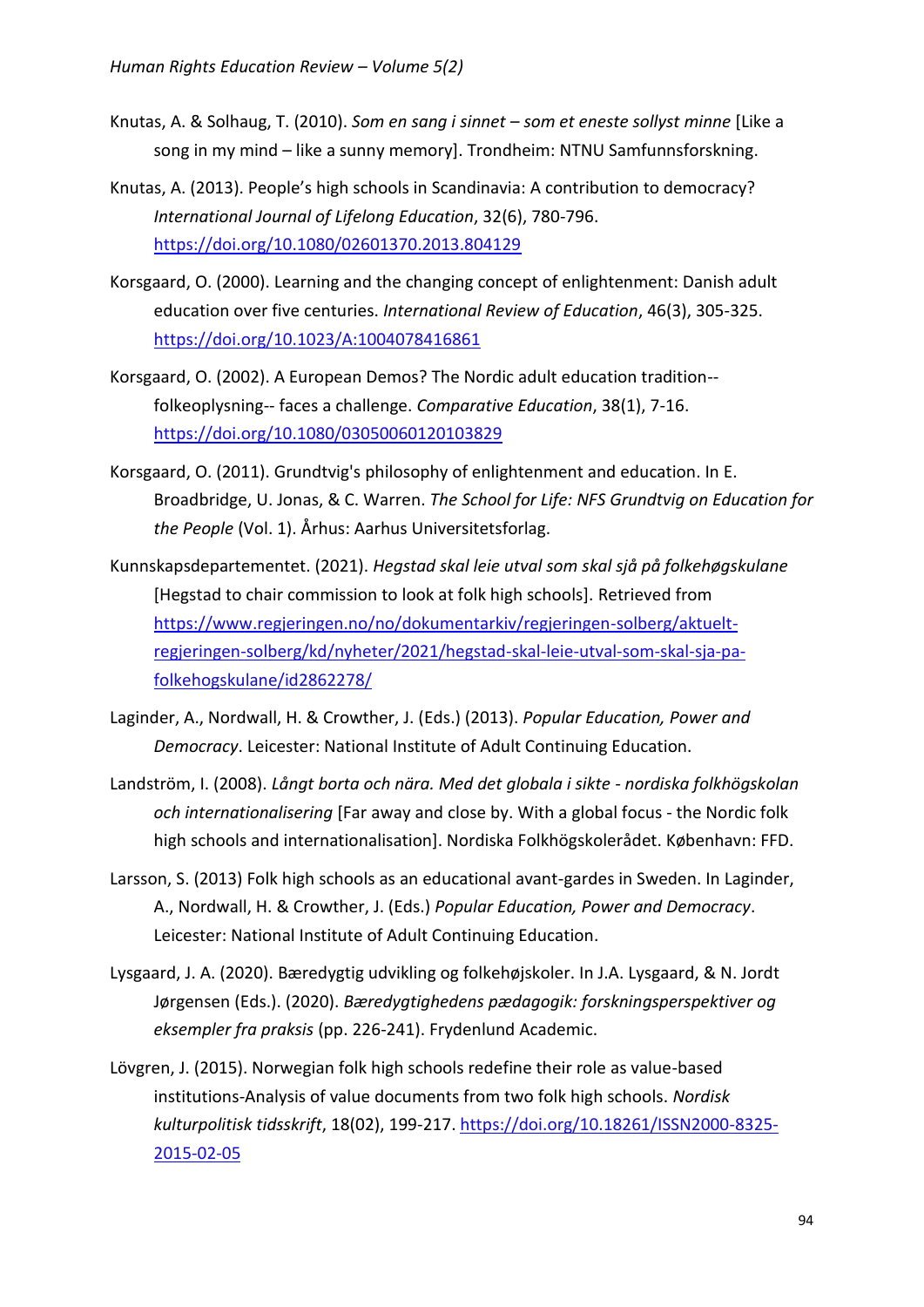Knutas, A. & Solhaug, T. (2010). *Som en sang i sinnet – som et eneste sollyst minne* [Like a song in my mind – like a sunny memory]. Trondheim: NTNU Samfunnsforskning.

Knutas, A. (2013). People's high schools in Scandinavia: A contribution to democracy? *International Journal of Lifelong Education*, 32(6), 780-796. https://doi.org/10.1080/02601370.2013.804129

Korsgaard, O. (2000). Learning and the changing concept of enlightenment: Danish adult education over five centuries. *International Review of Education*, 46(3), 305-325. https://doi.org/10.1023/A:1004078416861

Korsgaard, O. (2002). A European Demos? The Nordic adult education tradition--folkeoplysning-- faces a challenge. *Comparative Education*, 38(1), 7-16. https://doi.org/10.1080/03050060120103829

Korsgaard, O. (2011). Grundtvig's philosophy of enlightenment and education. In E. Broadbridge, U. Jonas, & C. Warren. *The School for Life: NFS Grundtvig on Education for the People* (Vol. 1). Århus: Aarhus Universitetsforlag.

Kunnskapsdepartementet. (2021). *Hegstad skal leie utval som skal sjå på folkehøgskulane* [Hegstad to chair commission to look at folk high schools]. Retrieved from https://www.regjeringen.no/no/dokumentarkiv/regjeringen-solberg/aktuelt-regjeringen-solberg/kd/nyheter/2021/hegstad-skal-leie-utval-som-skal-sja-pa-folkehogskulane/id2862278/

Laginder, A., Nordwall, H. & Crowther, J. (Eds.) (2013). *Popular Education, Power and Democracy*. Leicester: National Institute of Adult Continuing Education.

Landström, I. (2008). *Långt borta och nära. Med det globala i sikte - nordiska folkhögskolan och internationalisering* [Far away and close by. With a global focus - the Nordic folk high schools and internationalisation]. Nordiska Folkhögskolerådet. København: FFD.

Larsson, S. (2013) Folk high schools as an educational avant-gardes in Sweden. In Laginder, A., Nordwall, H. & Crowther, J. (Eds.) *Popular Education, Power and Democracy*. Leicester: National Institute of Adult Continuing Education.

Lysgaard, J. A. (2020). Bæredygtig udvikling og folkehøjskoler. In J.A. Lysgaard, & N. Jordt Jørgensen (Eds.). (2020). *Bæredygtighedens pædagogik: forskningsperspektiver og eksempler fra praksis* (pp. 226-241). Frydenlund Academic.

Lövgren, J. (2015). Norwegian folk high schools redefine their role as value-based institutions-Analysis of value documents from two folk high schools. *Nordisk kulturpolitisk tidsskrift*, 18(02), 199-217. https://doi.org/10.18261/ISSN2000-8325-2015-02-05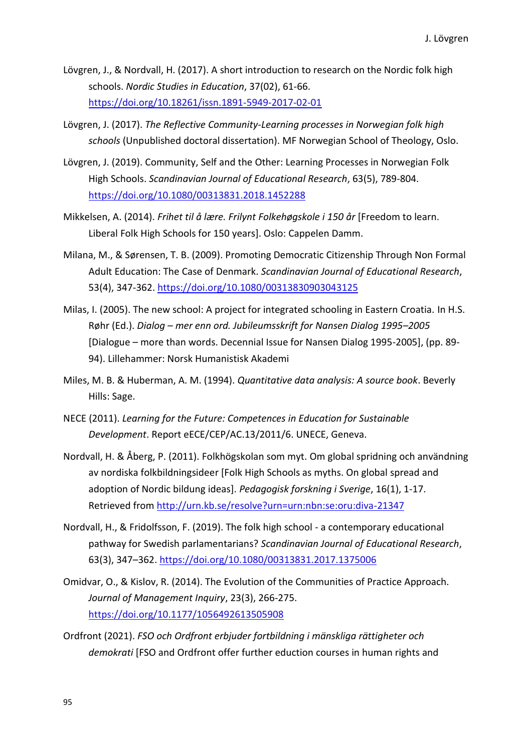Lövgren, J., & Nordvall, H. (2017). A short introduction to research on the Nordic folk high schools. *Nordic Studies in Education*, 37(02), 61-66. https://doi.org/10.18261/issn.1891-5949-2017-02-01

Lövgren, J. (2017). *The Reflective Community-Learning processes in Norwegian folk high schools* (Unpublished doctoral dissertation). MF Norwegian School of Theology, Oslo.

Lövgren, J. (2019). Community, Self and the Other: Learning Processes in Norwegian Folk High Schools. *Scandinavian Journal of Educational Research*, 63(5), 789-804. https://doi.org/10.1080/00313831.2018.1452288

Mikkelsen, A. (2014). *Frihet til å lære. Frilynt Folkehøgskole i 150 år* [Freedom to learn. Liberal Folk High Schools for 150 years]. Oslo: Cappelen Damm.

Milana, M., & Sørensen, T. B. (2009). Promoting Democratic Citizenship Through Non Formal Adult Education: The Case of Denmark. *Scandinavian Journal of Educational Research*, 53(4), 347-362. https://doi.org/10.1080/00313830903043125

Milas, I. (2005). The new school: A project for integrated schooling in Eastern Croatia. In H.S. Røhr (Ed.). *Dialog – mer enn ord. Jubileumsskrift for Nansen Dialog 1995–2005* [Dialogue – more than words. Decennial Issue for Nansen Dialog 1995-2005], (pp. 89-94). Lillehammer: Norsk Humanistisk Akademi

Miles, M. B. & Huberman, A. M. (1994). *Quantitative data analysis: A source book*. Beverly Hills: Sage.

NECE (2011). *Learning for the Future: Competences in Education for Sustainable Development*. Report eECE/CEP/AC.13/2011/6. UNECE, Geneva.

Nordvall, H. & Åberg, P. (2011). Folkhögskolan som myt. Om global spridning och användning av nordiska folkbildningsideer [Folk High Schools as myths. On global spread and adoption of Nordic bildung ideas]. *Pedagogisk forskning i Sverige*, 16(1), 1-17. Retrieved from http://urn.kb.se/resolve?urn=urn:nbn:se:oru:diva-21347

Nordvall, H., & Fridolfsson, F. (2019). The folk high school - a contemporary educational pathway for Swedish parlamentarians? *Scandinavian Journal of Educational Research*, 63(3), 347–362. https://doi.org/10.1080/00313831.2017.1375006

Omidvar, O., & Kislov, R. (2014). The Evolution of the Communities of Practice Approach. *Journal of Management Inquiry*, 23(3), 266-275. https://doi.org/10.1177/1056492613505908

Ordfront (2021). *FSO och Ordfront erbjuder fortbildning i mänskliga rättigheter och demokrati* [FSO and Ordfront offer further eduction courses in human rights and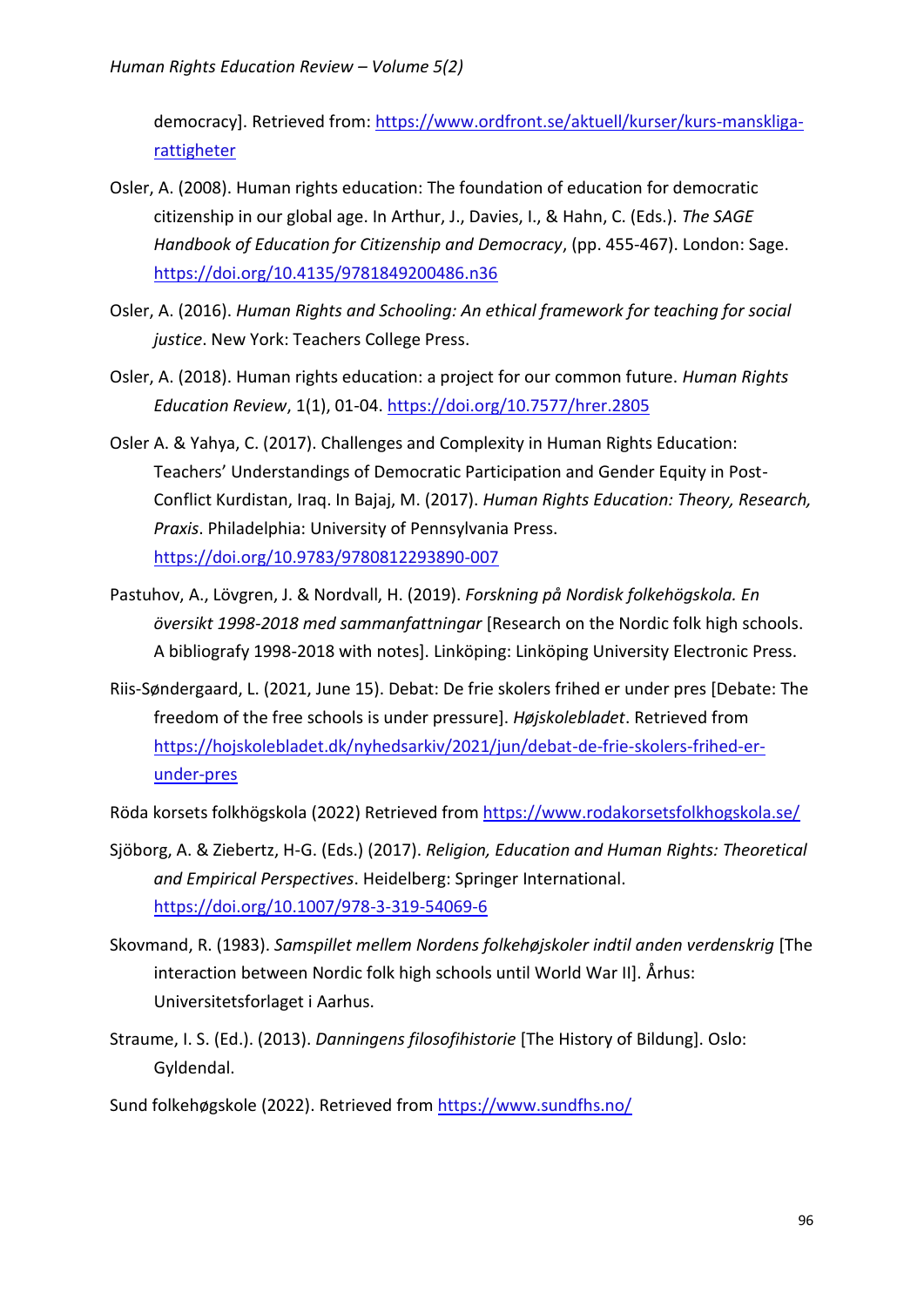democracy]. Retrieved from: https://www.ordfront.se/aktuell/kurser/kurs-manskliga-rattigheter

Osler, A. (2008). Human rights education: The foundation of education for democratic citizenship in our global age. In Arthur, J., Davies, I., & Hahn, C. (Eds.). *The SAGE Handbook of Education for Citizenship and Democracy*, (pp. 455-467). London: Sage. https://doi.org/10.4135/9781849200486.n36

Osler, A. (2016). *Human Rights and Schooling: An ethical framework for teaching for social justice*. New York: Teachers College Press.

Osler, A. (2018). Human rights education: a project for our common future. *Human Rights Education Review*, 1(1), 01-04. https://doi.org/10.7577/hrer.2805

Osler A. & Yahya, C. (2017). Challenges and Complexity in Human Rights Education: Teachers' Understandings of Democratic Participation and Gender Equity in Post-Conflict Kurdistan, Iraq. In Bajaj, M. (2017). *Human Rights Education: Theory, Research, Praxis*. Philadelphia: University of Pennsylvania Press. https://doi.org/10.9783/9780812293890-007

Pastuhov, A., Lövgren, J. & Nordvall, H. (2019). *Forskning på Nordisk folkehögskola. En översikt 1998-2018 med sammanfattningar* [Research on the Nordic folk high schools. A bibliografy 1998-2018 with notes]. Linköping: Linköping University Electronic Press.

Riis-Søndergaard, L. (2021, June 15). Debat: De frie skolers frihed er under pres [Debate: The freedom of the free schools is under pressure]. *Højskolebladet*. Retrieved from https://hojskolebladet.dk/nyhedsarkiv/2021/jun/debat-de-frie-skolers-frihed-er-under-pres

Röda korsets folkhögskola (2022) Retrieved from https://www.rodakorsetsfolkhogskola.se/

Sjöborg, A. & Ziebertz, H-G. (Eds.) (2017). *Religion, Education and Human Rights: Theoretical and Empirical Perspectives*. Heidelberg: Springer International. https://doi.org/10.1007/978-3-319-54069-6

Skovmand, R. (1983). *Samspillet mellem Nordens folkehøjskoler indtil anden verdenskrig* [The interaction between Nordic folk high schools until World War II]. Århus: Universitetsforlaget i Aarhus.

Straume, I. S. (Ed.). (2013). *Danningens filosofihistorie* [The History of Bildung]. Oslo: Gyldendal.

Sund folkehøgskole (2022). Retrieved from https://www.sundfhs.no/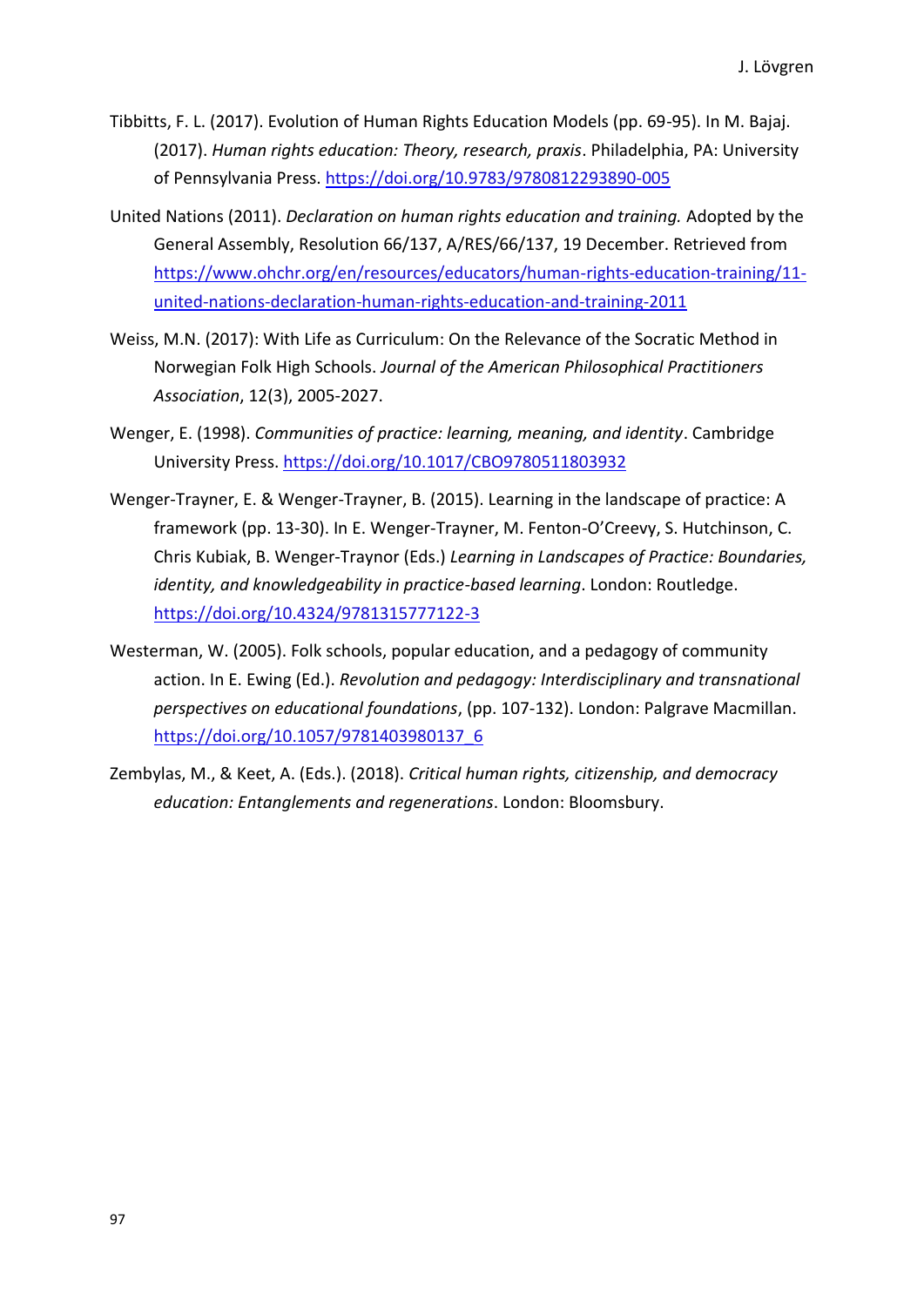Tibbitts, F. L. (2017). Evolution of Human Rights Education Models (pp. 69-95). In M. Bajaj. (2017). *Human rights education: Theory, research, praxis*. Philadelphia, PA: University of Pennsylvania Press. https://doi.org/10.9783/9780812293890-005

United Nations (2011). *Declaration on human rights education and training.* Adopted by the General Assembly, Resolution 66/137, A/RES/66/137, 19 December. Retrieved from https://www.ohchr.org/en/resources/educators/human-rights-education-training/11-united-nations-declaration-human-rights-education-and-training-2011

Weiss, M.N. (2017): With Life as Curriculum: On the Relevance of the Socratic Method in Norwegian Folk High Schools. *Journal of the American Philosophical Practitioners Association*, 12(3), 2005-2027.

Wenger, E. (1998). *Communities of practice: learning, meaning, and identity*. Cambridge University Press. https://doi.org/10.1017/CBO9780511803932

Wenger-Trayner, E. & Wenger-Trayner, B. (2015). Learning in the landscape of practice: A framework (pp. 13-30). In E. Wenger-Trayner, M. Fenton-O'Creevy, S. Hutchinson, C. Chris Kubiak, B. Wenger-Traynor (Eds.) *Learning in Landscapes of Practice: Boundaries, identity, and knowledgeability in practice-based learning*. London: Routledge. https://doi.org/10.4324/9781315777122-3

Westerman, W. (2005). Folk schools, popular education, and a pedagogy of community action. In E. Ewing (Ed.). *Revolution and pedagogy: Interdisciplinary and transnational perspectives on educational foundations*, (pp. 107-132). London: Palgrave Macmillan. https://doi.org/10.1057/9781403980137_6

Zembylas, M., & Keet, A. (Eds.). (2018). *Critical human rights, citizenship, and democracy education: Entanglements and regenerations*. London: Bloomsbury.